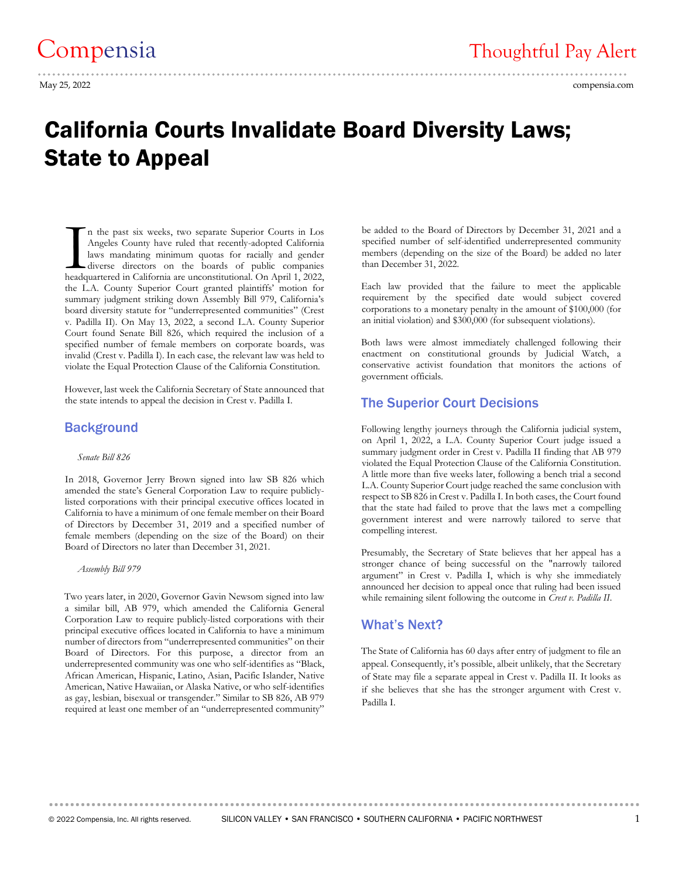Compensia

Thoughtful Pay Alert

May 25, 2022

compensia.com

# California Courts Invalidate Board Diversity Laws; State to Appeal

In the past six weeks, two separate Superior Courts in Los Angeles County have ruled that recently-adopted California laws mandating minimum quotas for racially and gender diverse directors on the boards of public companies headquartered in California are unconstitutional. On April 1, 2022, the L.A. County Superior Court granted plaintiffs' motion for summary judgment striking down Assembly Bill 979, California's board diversity statute for "underrepresented communities" (Crest v. Padilla II). On May 13, 2022, a second L.A. County Superior Court found Senate Bill 826, which required the inclusion of a specified number of female members on corporate boards, was invalid (Crest v. Padilla I). In each case, the relevant law was held to violate the Equal Protection Clause of the California Constitution.

However, last week the California Secretary of State announced that the state intends to appeal the decision in Crest v. Padilla I.

## Background

*Senate Bill 826*

In 2018, Governor Jerry Brown signed into law SB 826 which amended the state's General Corporation Law to require publicly-listed corporations with their principal executive offices located in California to have a minimum of one female member on their Board of Directors by December 31, 2019 and a specified number of female members (depending on the size of the Board) on their Board of Directors no later than December 31, 2021.

*Assembly Bill 979*

Two years later, in 2020, Governor Gavin Newsom signed into law a similar bill, AB 979, which amended the California General Corporation Law to require publicly-listed corporations with their principal executive offices located in California to have a minimum number of directors from "underrepresented communities" on their Board of Directors. For this purpose, a director from an underrepresented community was one who self-identifies as "Black, African American, Hispanic, Latino, Asian, Pacific Islander, Native American, Native Hawaiian, or Alaska Native, or who self-identifies as gay, lesbian, bisexual or transgender." Similar to SB 826, AB 979 required at least one member of an "underrepresented community" be added to the Board of Directors by December 31, 2021 and a specified number of self-identified underrepresented community members (depending on the size of the Board) be added no later than December 31, 2022.

Each law provided that the failure to meet the applicable requirement by the specified date would subject covered corporations to a monetary penalty in the amount of $100,000 (for an initial violation) and $300,000 (for subsequent violations).

Both laws were almost immediately challenged following their enactment on constitutional grounds by Judicial Watch, a conservative activist foundation that monitors the actions of government officials.

## The Superior Court Decisions

Following lengthy journeys through the California judicial system, on April 1, 2022, a L.A. County Superior Court judge issued a summary judgment order in Crest v. Padilla II finding that AB 979 violated the Equal Protection Clause of the California Constitution. A little more than five weeks later, following a bench trial a second L.A. County Superior Court judge reached the same conclusion with respect to SB 826 in Crest v. Padilla I. In both cases, the Court found that the state had failed to prove that the laws met a compelling government interest and were narrowly tailored to serve that compelling interest.

Presumably, the Secretary of State believes that her appeal has a stronger chance of being successful on the "narrowly tailored argument" in Crest v. Padilla I, which is why she immediately announced her decision to appeal once that ruling had been issued while remaining silent following the outcome in *Crest v. Padilla II*.

## What's Next?

The State of California has 60 days after entry of judgment to file an appeal. Consequently, it's possible, albeit unlikely, that the Secretary of State may file a separate appeal in Crest v. Padilla II. It looks as if she believes that she has the stronger argument with Crest v. Padilla I.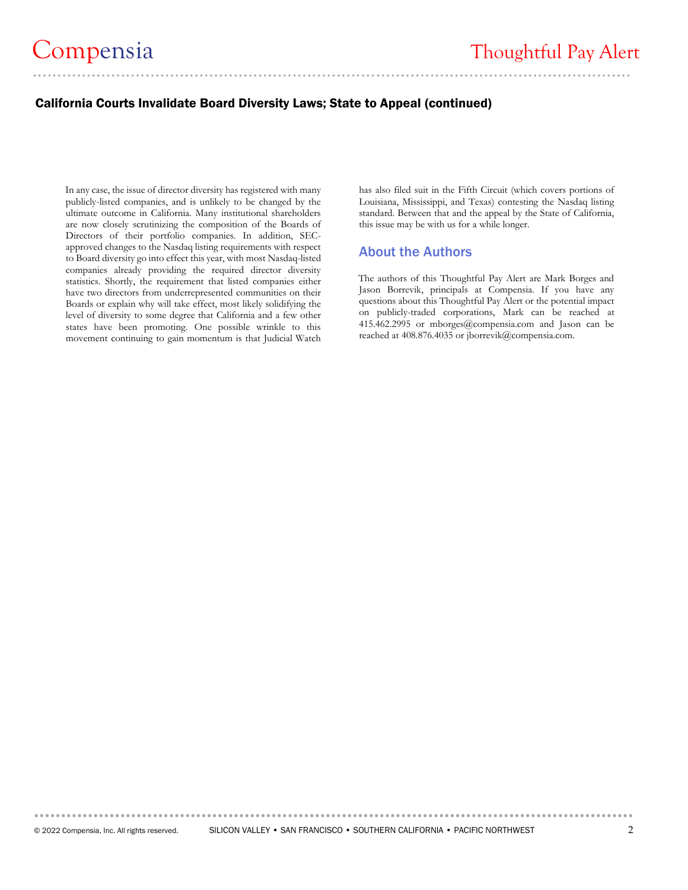## California Courts Invalidate Board Diversity Laws; State to Appeal (continued)

In any case, the issue of director diversity has registered with many publicly-listed companies, and is unlikely to be changed by the ultimate outcome in California. Many institutional shareholders are now closely scrutinizing the composition of the Boards of Directors of their portfolio companies. In addition, SEC-approved changes to the Nasdaq listing requirements with respect to Board diversity go into effect this year, with most Nasdaq-listed companies already providing the required director diversity statistics. Shortly, the requirement that listed companies either have two directors from underrepresented communities on their Boards or explain why will take effect, most likely solidifying the level of diversity to some degree that California and a few other states have been promoting. One possible wrinkle to this movement continuing to gain momentum is that Judicial Watch has also filed suit in the Fifth Circuit (which covers portions of Louisiana, Mississippi, and Texas) contesting the Nasdaq listing standard. Between that and the appeal by the State of California, this issue may be with us for a while longer.

### About the Authors

The authors of this Thoughtful Pay Alert are Mark Borges and Jason Borrevik, principals at Compensia. If you have any questions about this Thoughtful Pay Alert or the potential impact on publicly-traded corporations, Mark can be reached at 415.462.2995 or mborges@compensia.com and Jason can be reached at 408.876.4035 or jborrevik@compensia.com.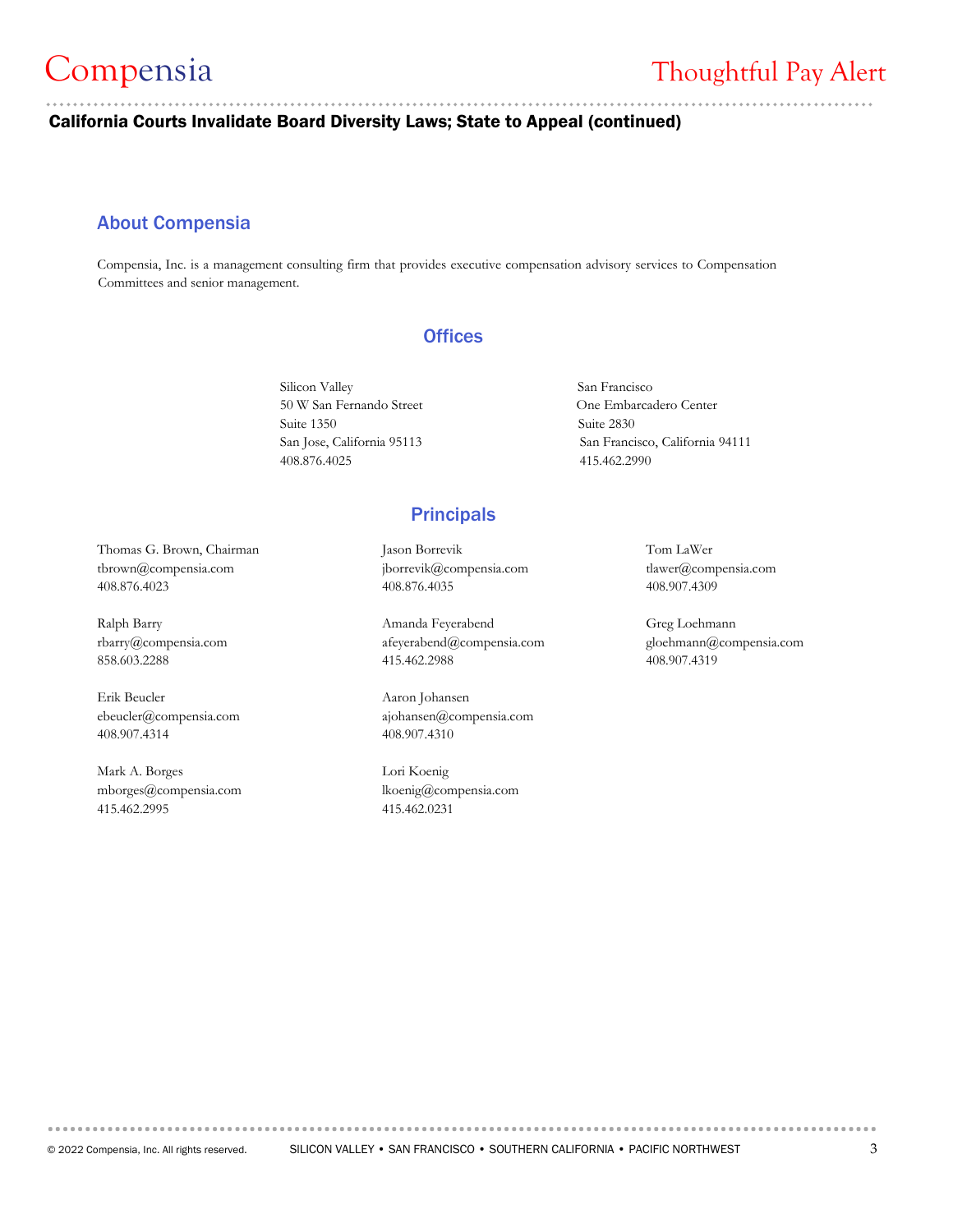## About Compensia

Compensia, Inc. is a management consulting firm that provides executive compensation advisory services to Compensation Committees and senior management.

## Offices

Silicon Valley
50 W San Fernando Street
Suite 1350
San Jose, California 95113
408.876.4025

San Francisco
One Embarcadero Center
Suite 2830
San Francisco, California 94111
415.462.2990

## Principals

Thomas G. Brown, Chairman
tbrown@compensia.com
408.876.4023

Ralph Barry
rbarry@compensia.com
858.603.2288

Erik Beucler
ebeucler@compensia.com
408.907.4314

Mark A. Borges
mborges@compensia.com
415.462.2995

Jason Borrevik
jborrevik@compensia.com
408.876.4035

Amanda Feyerabend
afeyerabend@compensia.com
415.462.2988

Aaron Johansen
ajohansen@compensia.com
408.907.4310

Lori Koenig
lkoenig@compensia.com
415.462.0231

Tom LaWer
tlawer@compensia.com
408.907.4309

Greg Loehmann
gloehmann@compensia.com
408.907.4319